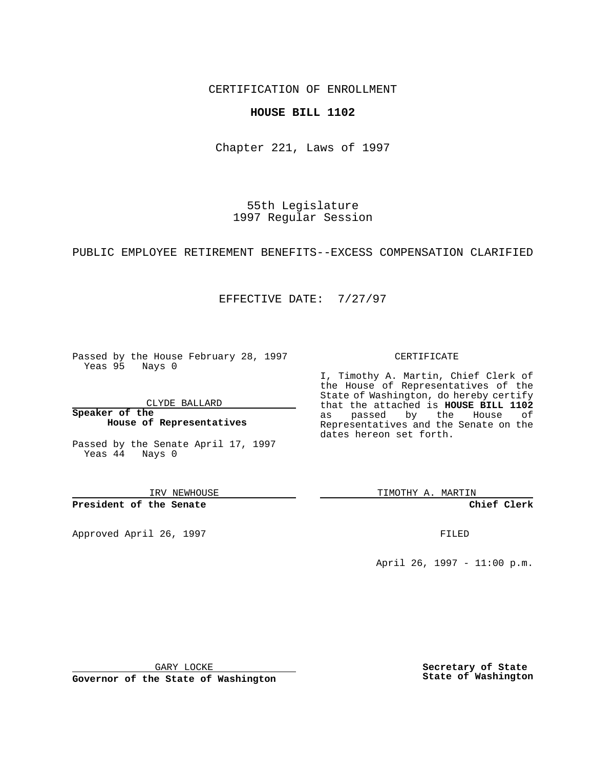CERTIFICATION OF ENROLLMENT

**HOUSE BILL 1102**

Chapter 221, Laws of 1997

55th Legislature
1997 Regular Session

PUBLIC EMPLOYEE RETIREMENT BENEFITS--EXCESS COMPENSATION CLARIFIED

EFFECTIVE DATE: 7/27/97

Passed by the House February 28, 1997
Yeas 95 Nays 0

CLYDE BALLARD

**Speaker of the House of Representatives**

Passed by the Senate April 17, 1997
Yeas 44 Nays 0

IRV NEWHOUSE

**President of the Senate**

Approved April 26, 1997

GARY LOCKE

**Governor of the State of Washington**

CERTIFICATE

I, Timothy A. Martin, Chief Clerk of the House of Representatives of the State of Washington, do hereby certify that the attached is **HOUSE BILL 1102** as passed by the House of Representatives and the Senate on the dates hereon set forth.

TIMOTHY A. MARTIN

**Chief Clerk**

FILED

April 26, 1997 - 11:00 p.m.

**Secretary of State**
**State of Washington**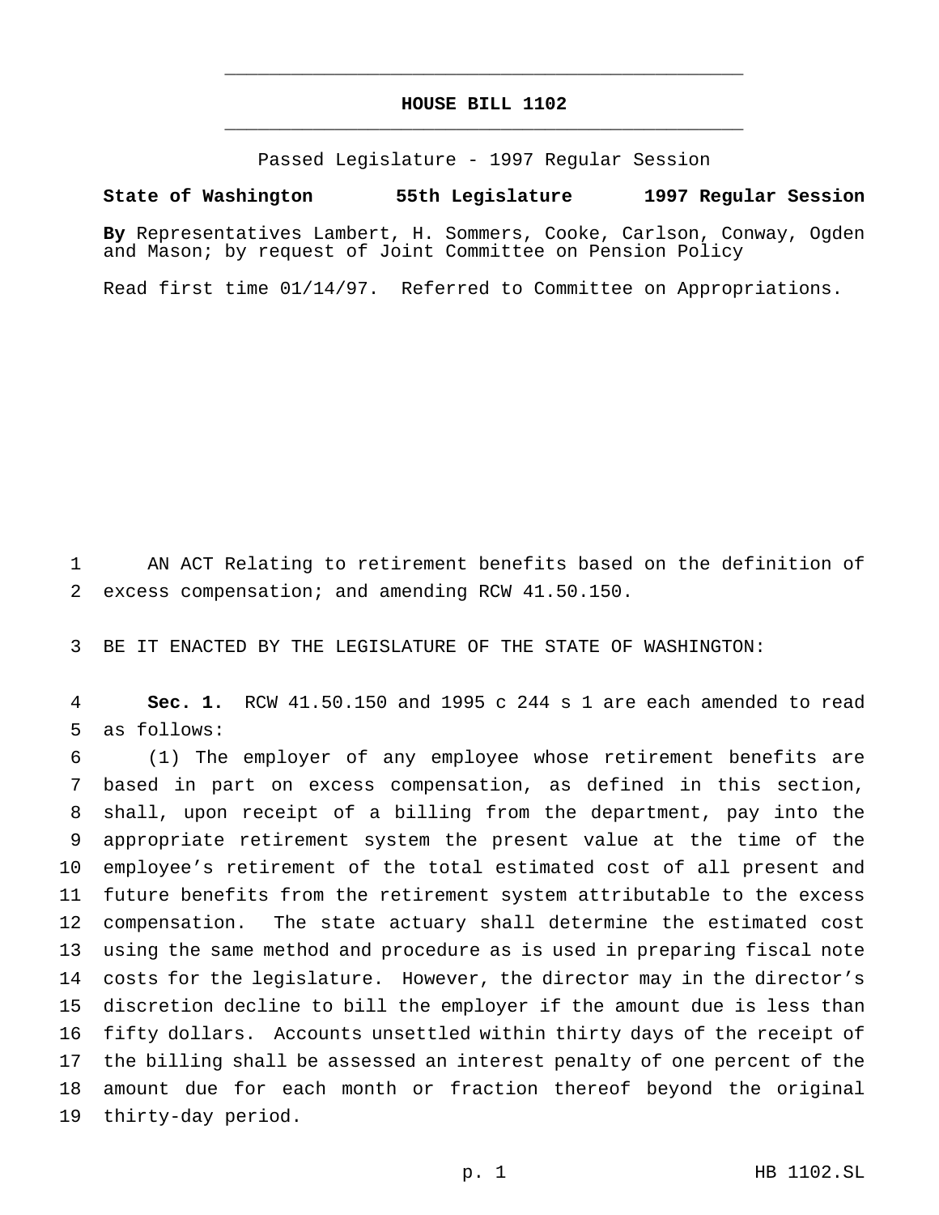# HOUSE BILL 1102

Passed Legislature - 1997 Regular Session

**State of Washington 55th Legislature 1997 Regular Session**

**By** Representatives Lambert, H. Sommers, Cooke, Carlson, Conway, Ogden and Mason; by request of Joint Committee on Pension Policy

Read first time 01/14/97. Referred to Committee on Appropriations.

AN ACT Relating to retirement benefits based on the definition of excess compensation; and amending RCW 41.50.150.

BE IT ENACTED BY THE LEGISLATURE OF THE STATE OF WASHINGTON:

**Sec. 1.** RCW 41.50.150 and 1995 c 244 s 1 are each amended to read as follows:

(1) The employer of any employee whose retirement benefits are based in part on excess compensation, as defined in this section, shall, upon receipt of a billing from the department, pay into the appropriate retirement system the present value at the time of the employee's retirement of the total estimated cost of all present and future benefits from the retirement system attributable to the excess compensation. The state actuary shall determine the estimated cost using the same method and procedure as is used in preparing fiscal note costs for the legislature. However, the director may in the director's discretion decline to bill the employer if the amount due is less than fifty dollars. Accounts unsettled within thirty days of the receipt of the billing shall be assessed an interest penalty of one percent of the amount due for each month or fraction thereof beyond the original thirty-day period.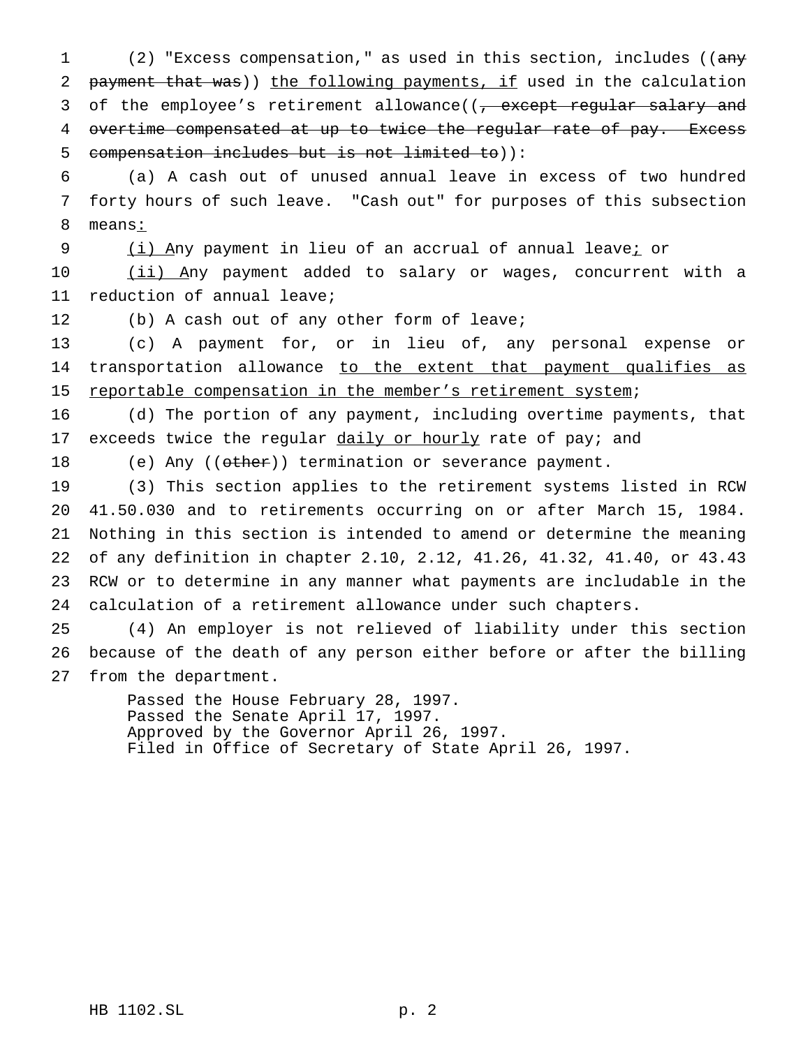(2) "Excess compensation," as used in this section, includes ((~~any payment that was~~)) <u>the following payments, if</u> used in the calculation of the employee's retirement allowance((~~, except regular salary and overtime compensated at up to twice the regular rate of pay. Excess compensation includes but is not limited to~~)):

(a) A cash out of unused annual leave in excess of two hundred forty hours of such leave. "Cash out" for purposes of this subsection means<u>:</u>

<u>(i) A</u>ny payment in lieu of an accrual of annual leave<u>;</u> or

<u>(ii) A</u>ny payment added to salary or wages, concurrent with a reduction of annual leave;

(b) A cash out of any other form of leave;

(c) A payment for, or in lieu of, any personal expense or transportation allowance <u>to the extent that payment qualifies as reportable compensation in the member's retirement system</u>;

(d) The portion of any payment, including overtime payments, that exceeds twice the regular <u>daily or hourly</u> rate of pay; and

(e) Any ((~~other~~)) termination or severance payment.

(3) This section applies to the retirement systems listed in RCW 41.50.030 and to retirements occurring on or after March 15, 1984. Nothing in this section is intended to amend or determine the meaning of any definition in chapter 2.10, 2.12, 41.26, 41.32, 41.40, or 43.43 RCW or to determine in any manner what payments are includable in the calculation of a retirement allowance under such chapters.

(4) An employer is not relieved of liability under this section because of the death of any person either before or after the billing from the department.

Passed the House February 28, 1997.
Passed the Senate April 17, 1997.
Approved by the Governor April 26, 1997.
Filed in Office of Secretary of State April 26, 1997.